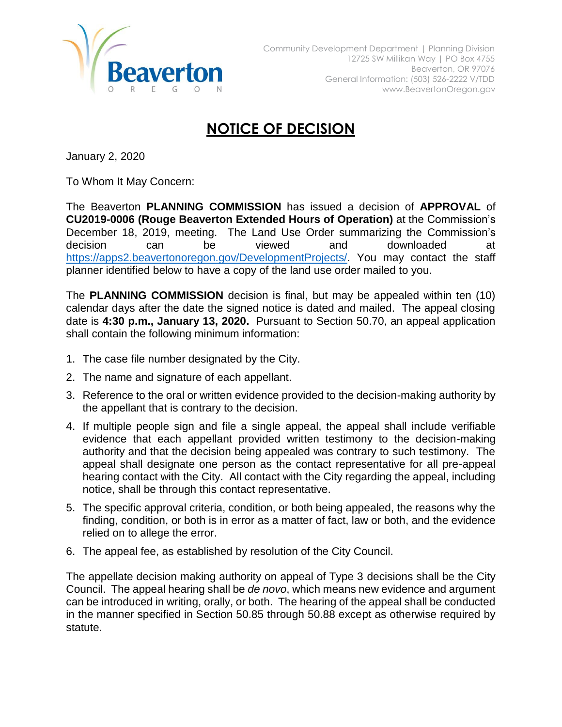Beaverton
OREGON

Community Development Department | Planning Division
12725 SW Millikan Way | PO Box 4755
Beaverton, OR 97076
General Information: (503) 526-2222 V/TDD
www.BeavertonOregon.gov

# NOTICE OF DECISION

January 2, 2020

To Whom It May Concern:

The Beaverton **PLANNING COMMISSION** has issued a decision of **APPROVAL** of **CU2019-0006 (Rouge Beaverton Extended Hours of Operation)** at the Commission's December 18, 2019, meeting. The Land Use Order summarizing the Commission's decision can be viewed and downloaded at https://apps2.beavertonoregon.gov/DevelopmentProjects/. You may contact the staff planner identified below to have a copy of the land use order mailed to you.

The **PLANNING COMMISSION** decision is final, but may be appealed within ten (10) calendar days after the date the signed notice is dated and mailed. The appeal closing date is **4:30 p.m., January 13, 2020.** Pursuant to Section 50.70, an appeal application shall contain the following minimum information:

1. The case file number designated by the City.
2. The name and signature of each appellant.
3. Reference to the oral or written evidence provided to the decision-making authority by the appellant that is contrary to the decision.
4. If multiple people sign and file a single appeal, the appeal shall include verifiable evidence that each appellant provided written testimony to the decision-making authority and that the decision being appealed was contrary to such testimony. The appeal shall designate one person as the contact representative for all pre-appeal hearing contact with the City. All contact with the City regarding the appeal, including notice, shall be through this contact representative.
5. The specific approval criteria, condition, or both being appealed, the reasons why the finding, condition, or both is in error as a matter of fact, law or both, and the evidence relied on to allege the error.
6. The appeal fee, as established by resolution of the City Council.

The appellate decision making authority on appeal of Type 3 decisions shall be the City Council. The appeal hearing shall be *de novo*, which means new evidence and argument can be introduced in writing, orally, or both. The hearing of the appeal shall be conducted in the manner specified in Section 50.85 through 50.88 except as otherwise required by statute.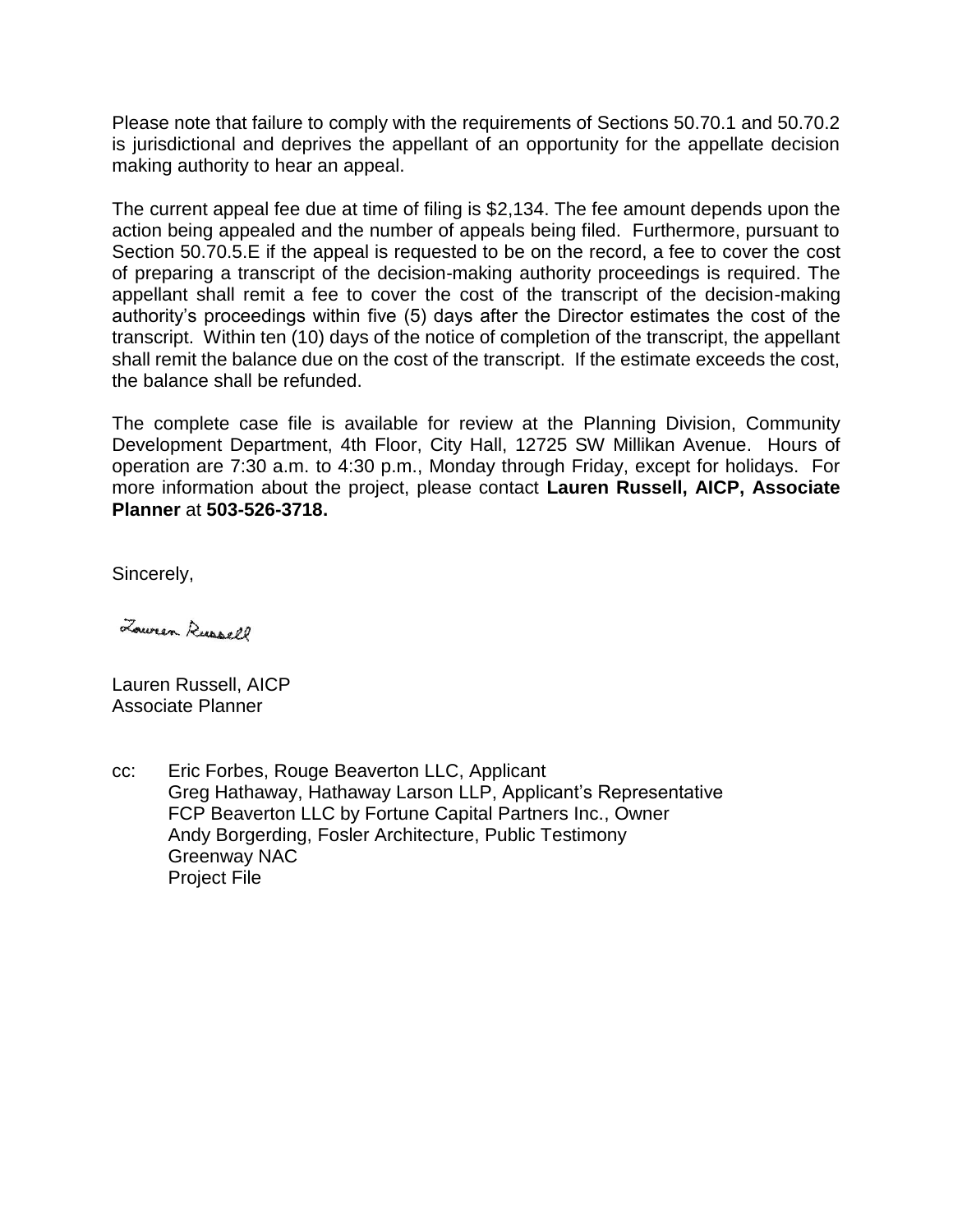Please note that failure to comply with the requirements of Sections 50.70.1 and 50.70.2 is jurisdictional and deprives the appellant of an opportunity for the appellate decision making authority to hear an appeal.

The current appeal fee due at time of filing is $2,134. The fee amount depends upon the action being appealed and the number of appeals being filed. Furthermore, pursuant to Section 50.70.5.E if the appeal is requested to be on the record, a fee to cover the cost of preparing a transcript of the decision-making authority proceedings is required. The appellant shall remit a fee to cover the cost of the transcript of the decision-making authority's proceedings within five (5) days after the Director estimates the cost of the transcript. Within ten (10) days of the notice of completion of the transcript, the appellant shall remit the balance due on the cost of the transcript. If the estimate exceeds the cost, the balance shall be refunded.

The complete case file is available for review at the Planning Division, Community Development Department, 4th Floor, City Hall, 12725 SW Millikan Avenue. Hours of operation are 7:30 a.m. to 4:30 p.m., Monday through Friday, except for holidays. For more information about the project, please contact **Lauren Russell, AICP, Associate Planner** at **503-526-3718.**

Sincerely,

Lauren Russell

Lauren Russell, AICP
Associate Planner

cc: Eric Forbes, Rouge Beaverton LLC, Applicant
Greg Hathaway, Hathaway Larson LLP, Applicant's Representative
FCP Beaverton LLC by Fortune Capital Partners Inc., Owner
Andy Borgerding, Fosler Architecture, Public Testimony
Greenway NAC
Project File